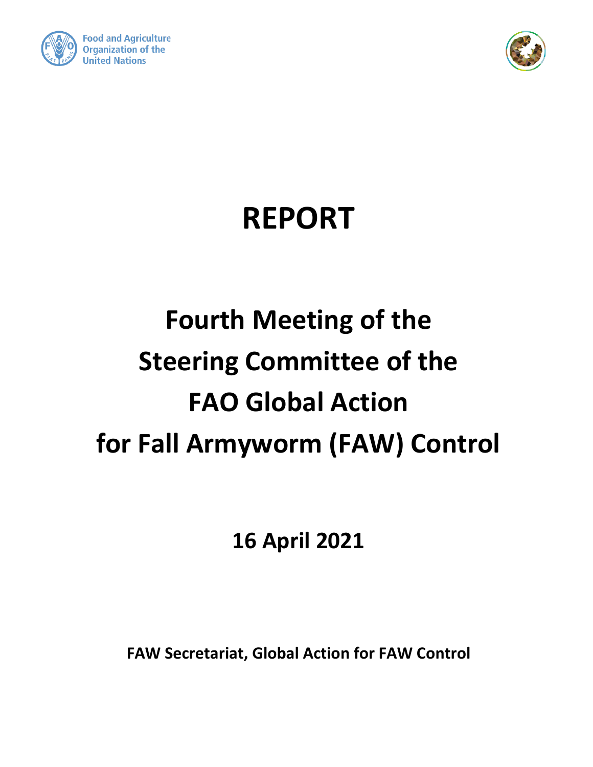Food and Agriculture Organization of the United Nations

# REPORT

# Fourth Meeting of the Steering Committee of the FAO Global Action for Fall Armyworm (FAW) Control

## 16 April 2021

**FAW Secretariat, Global Action for FAW Control**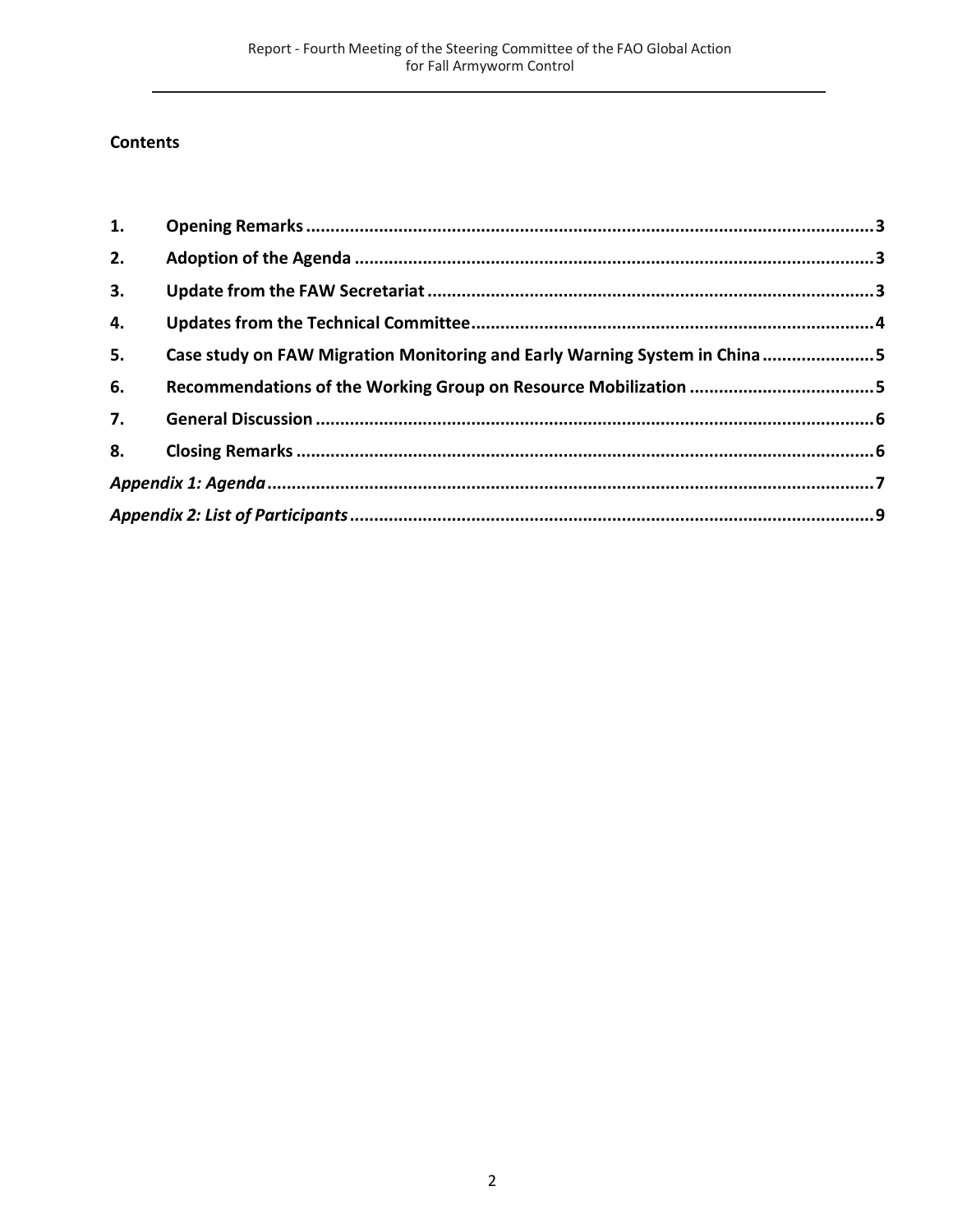## Contents

| | | |
|---|---|---|
| **1.** | **Opening Remarks** | **3** |
| **2.** | **Adoption of the Agenda** | **3** |
| **3.** | **Update from the FAW Secretariat** | **3** |
| **4.** | **Updates from the Technical Committee** | **4** |
| **5.** | **Case study on FAW Migration Monitoring and Early Warning System in China** | **5** |
| **6.** | **Recommendations of the Working Group on Resource Mobilization** | **5** |
| **7.** | **General Discussion** | **6** |
| **8.** | **Closing Remarks** | **6** |
| ***Appendix 1: Agenda*** | | **7** |
| ***Appendix 2: List of Participants*** | | **9** |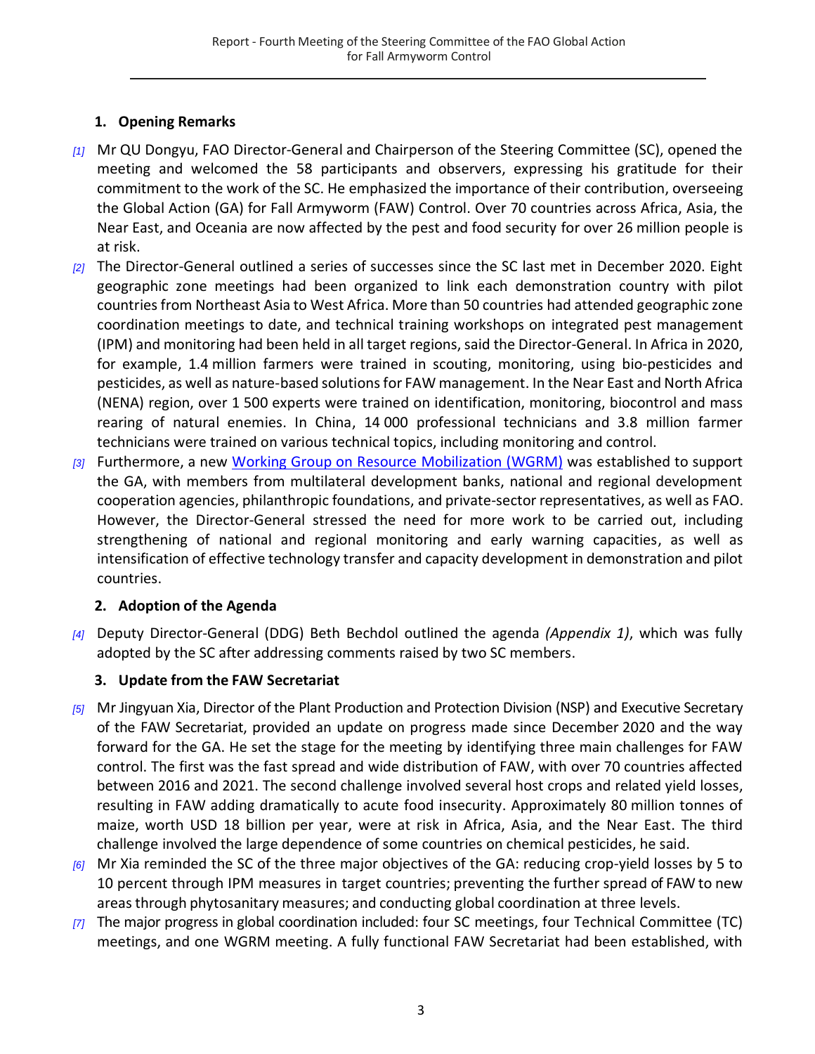## 1. Opening Remarks

*[1]* Mr QU Dongyu, FAO Director-General and Chairperson of the Steering Committee (SC), opened the meeting and welcomed the 58 participants and observers, expressing his gratitude for their commitment to the work of the SC. He emphasized the importance of their contribution, overseeing the Global Action (GA) for Fall Armyworm (FAW) Control. Over 70 countries across Africa, Asia, the Near East, and Oceania are now affected by the pest and food security for over 26 million people is at risk.

*[2]* The Director-General outlined a series of successes since the SC last met in December 2020. Eight geographic zone meetings had been organized to link each demonstration country with pilot countries from Northeast Asia to West Africa. More than 50 countries had attended geographic zone coordination meetings to date, and technical training workshops on integrated pest management (IPM) and monitoring had been held in all target regions, said the Director-General. In Africa in 2020, for example, 1.4 million farmers were trained in scouting, monitoring, using bio-pesticides and pesticides, as well as nature-based solutions for FAW management. In the Near East and North Africa (NENA) region, over 1 500 experts were trained on identification, monitoring, biocontrol and mass rearing of natural enemies. In China, 14 000 professional technicians and 3.8 million farmer technicians were trained on various technical topics, including monitoring and control.

*[3]* Furthermore, a new Working Group on Resource Mobilization (WGRM) was established to support the GA, with members from multilateral development banks, national and regional development cooperation agencies, philanthropic foundations, and private-sector representatives, as well as FAO. However, the Director-General stressed the need for more work to be carried out, including strengthening of national and regional monitoring and early warning capacities, as well as intensification of effective technology transfer and capacity development in demonstration and pilot countries.

## 2. Adoption of the Agenda

*[4]* Deputy Director-General (DDG) Beth Bechdol outlined the agenda *(Appendix 1)*, which was fully adopted by the SC after addressing comments raised by two SC members.

## 3. Update from the FAW Secretariat

*[5]* Mr Jingyuan Xia, Director of the Plant Production and Protection Division (NSP) and Executive Secretary of the FAW Secretariat, provided an update on progress made since December 2020 and the way forward for the GA. He set the stage for the meeting by identifying three main challenges for FAW control. The first was the fast spread and wide distribution of FAW, with over 70 countries affected between 2016 and 2021. The second challenge involved several host crops and related yield losses, resulting in FAW adding dramatically to acute food insecurity. Approximately 80 million tonnes of maize, worth USD 18 billion per year, were at risk in Africa, Asia, and the Near East. The third challenge involved the large dependence of some countries on chemical pesticides, he said.

*[6]* Mr Xia reminded the SC of the three major objectives of the GA: reducing crop-yield losses by 5 to 10 percent through IPM measures in target countries; preventing the further spread of FAW to new areas through phytosanitary measures; and conducting global coordination at three levels.

*[7]* The major progress in global coordination included: four SC meetings, four Technical Committee (TC) meetings, and one WGRM meeting. A fully functional FAW Secretariat had been established, with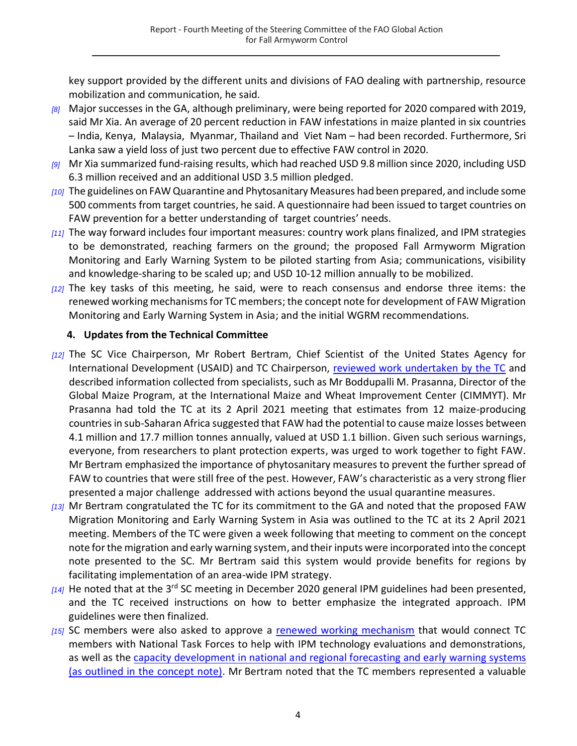key support provided by the different units and divisions of FAO dealing with partnership, resource mobilization and communication, he said.

*[8]* Major successes in the GA, although preliminary, were being reported for 2020 compared with 2019, said Mr Xia. An average of 20 percent reduction in FAW infestations in maize planted in six countries – India, Kenya, Malaysia, Myanmar, Thailand and Viet Nam – had been recorded. Furthermore, Sri Lanka saw a yield loss of just two percent due to effective FAW control in 2020.

*[9]* Mr Xia summarized fund-raising results, which had reached USD 9.8 million since 2020, including USD 6.3 million received and an additional USD 3.5 million pledged.

*[10]* The guidelines on FAW Quarantine and Phytosanitary Measures had been prepared, and include some 500 comments from target countries, he said. A questionnaire had been issued to target countries on FAW prevention for a better understanding of target countries' needs.

*[11]* The way forward includes four important measures: country work plans finalized, and IPM strategies to be demonstrated, reaching farmers on the ground; the proposed Fall Armyworm Migration Monitoring and Early Warning System to be piloted starting from Asia; communications, visibility and knowledge-sharing to be scaled up; and USD 10-12 million annually to be mobilized.

*[12]* The key tasks of this meeting, he said, were to reach consensus and endorse three items: the renewed working mechanisms for TC members; the concept note for development of FAW Migration Monitoring and Early Warning System in Asia; and the initial WGRM recommendations.

## 4. Updates from the Technical Committee

*[12]* The SC Vice Chairperson, Mr Robert Bertram, Chief Scientist of the United States Agency for International Development (USAID) and TC Chairperson, reviewed work undertaken by the TC and described information collected from specialists, such as Mr Boddupalli M. Prasanna, Director of the Global Maize Program, at the International Maize and Wheat Improvement Center (CIMMYT). Mr Prasanna had told the TC at its 2 April 2021 meeting that estimates from 12 maize-producing countries in sub-Saharan Africa suggested that FAW had the potential to cause maize losses between 4.1 million and 17.7 million tonnes annually, valued at USD 1.1 billion. Given such serious warnings, everyone, from researchers to plant protection experts, was urged to work together to fight FAW. Mr Bertram emphasized the importance of phytosanitary measures to prevent the further spread of FAW to countries that were still free of the pest. However, FAW's characteristic as a very strong flier presented a major challenge addressed with actions beyond the usual quarantine measures.

*[13]* Mr Bertram congratulated the TC for its commitment to the GA and noted that the proposed FAW Migration Monitoring and Early Warning System in Asia was outlined to the TC at its 2 April 2021 meeting. Members of the TC were given a week following that meeting to comment on the concept note for the migration and early warning system, and their inputs were incorporated into the concept note presented to the SC. Mr Bertram said this system would provide benefits for regions by facilitating implementation of an area-wide IPM strategy.

*[14]* He noted that at the 3rd SC meeting in December 2020 general IPM guidelines had been presented, and the TC received instructions on how to better emphasize the integrated approach. IPM guidelines were then finalized.

*[15]* SC members were also asked to approve a renewed working mechanism that would connect TC members with National Task Forces to help with IPM technology evaluations and demonstrations, as well as the capacity development in national and regional forecasting and early warning systems (as outlined in the concept note). Mr Bertram noted that the TC members represented a valuable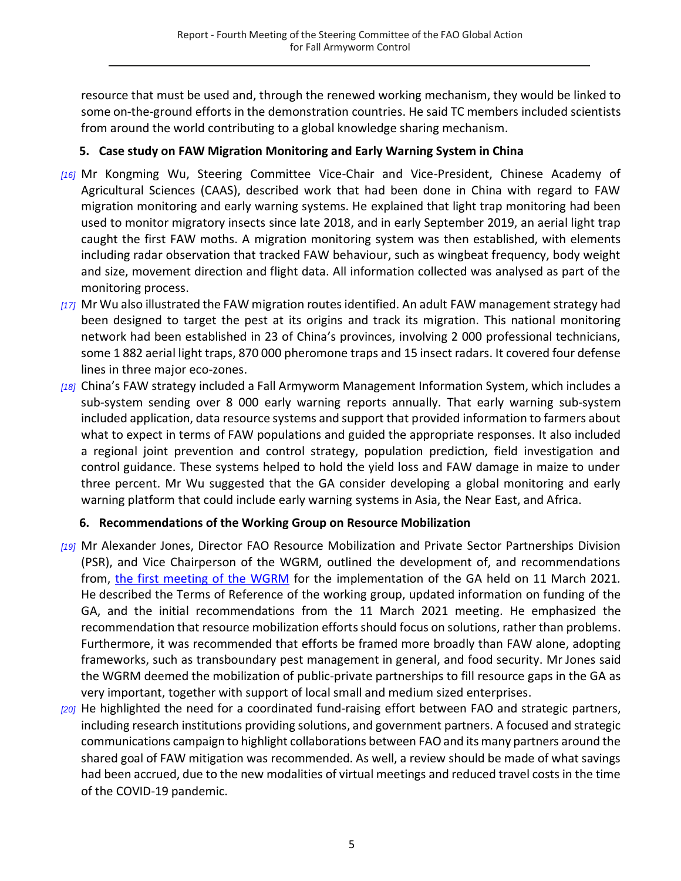resource that must be used and, through the renewed working mechanism, they would be linked to some on-the-ground efforts in the demonstration countries. He said TC members included scientists from around the world contributing to a global knowledge sharing mechanism.

## 5. Case study on FAW Migration Monitoring and Early Warning System in China

*[16]* Mr Kongming Wu, Steering Committee Vice-Chair and Vice-President, Chinese Academy of Agricultural Sciences (CAAS), described work that had been done in China with regard to FAW migration monitoring and early warning systems. He explained that light trap monitoring had been used to monitor migratory insects since late 2018, and in early September 2019, an aerial light trap caught the first FAW moths. A migration monitoring system was then established, with elements including radar observation that tracked FAW behaviour, such as wingbeat frequency, body weight and size, movement direction and flight data. All information collected was analysed as part of the monitoring process.

*[17]* Mr Wu also illustrated the FAW migration routes identified. An adult FAW management strategy had been designed to target the pest at its origins and track its migration. This national monitoring network had been established in 23 of China's provinces, involving 2 000 professional technicians, some 1 882 aerial light traps, 870 000 pheromone traps and 15 insect radars. It covered four defense lines in three major eco-zones.

*[18]* China's FAW strategy included a Fall Armyworm Management Information System, which includes a sub-system sending over 8 000 early warning reports annually. That early warning sub-system included application, data resource systems and support that provided information to farmers about what to expect in terms of FAW populations and guided the appropriate responses. It also included a regional joint prevention and control strategy, population prediction, field investigation and control guidance. These systems helped to hold the yield loss and FAW damage in maize to under three percent. Mr Wu suggested that the GA consider developing a global monitoring and early warning platform that could include early warning systems in Asia, the Near East, and Africa.

## 6. Recommendations of the Working Group on Resource Mobilization

*[19]* Mr Alexander Jones, Director FAO Resource Mobilization and Private Sector Partnerships Division (PSR), and Vice Chairperson of the WGRM, outlined the development of, and recommendations from, the first meeting of the WGRM for the implementation of the GA held on 11 March 2021. He described the Terms of Reference of the working group, updated information on funding of the GA, and the initial recommendations from the 11 March 2021 meeting. He emphasized the recommendation that resource mobilization efforts should focus on solutions, rather than problems. Furthermore, it was recommended that efforts be framed more broadly than FAW alone, adopting frameworks, such as transboundary pest management in general, and food security. Mr Jones said the WGRM deemed the mobilization of public-private partnerships to fill resource gaps in the GA as very important, together with support of local small and medium sized enterprises.

*[20]* He highlighted the need for a coordinated fund-raising effort between FAO and strategic partners, including research institutions providing solutions, and government partners. A focused and strategic communications campaign to highlight collaborations between FAO and its many partners around the shared goal of FAW mitigation was recommended. As well, a review should be made of what savings had been accrued, due to the new modalities of virtual meetings and reduced travel costs in the time of the COVID-19 pandemic.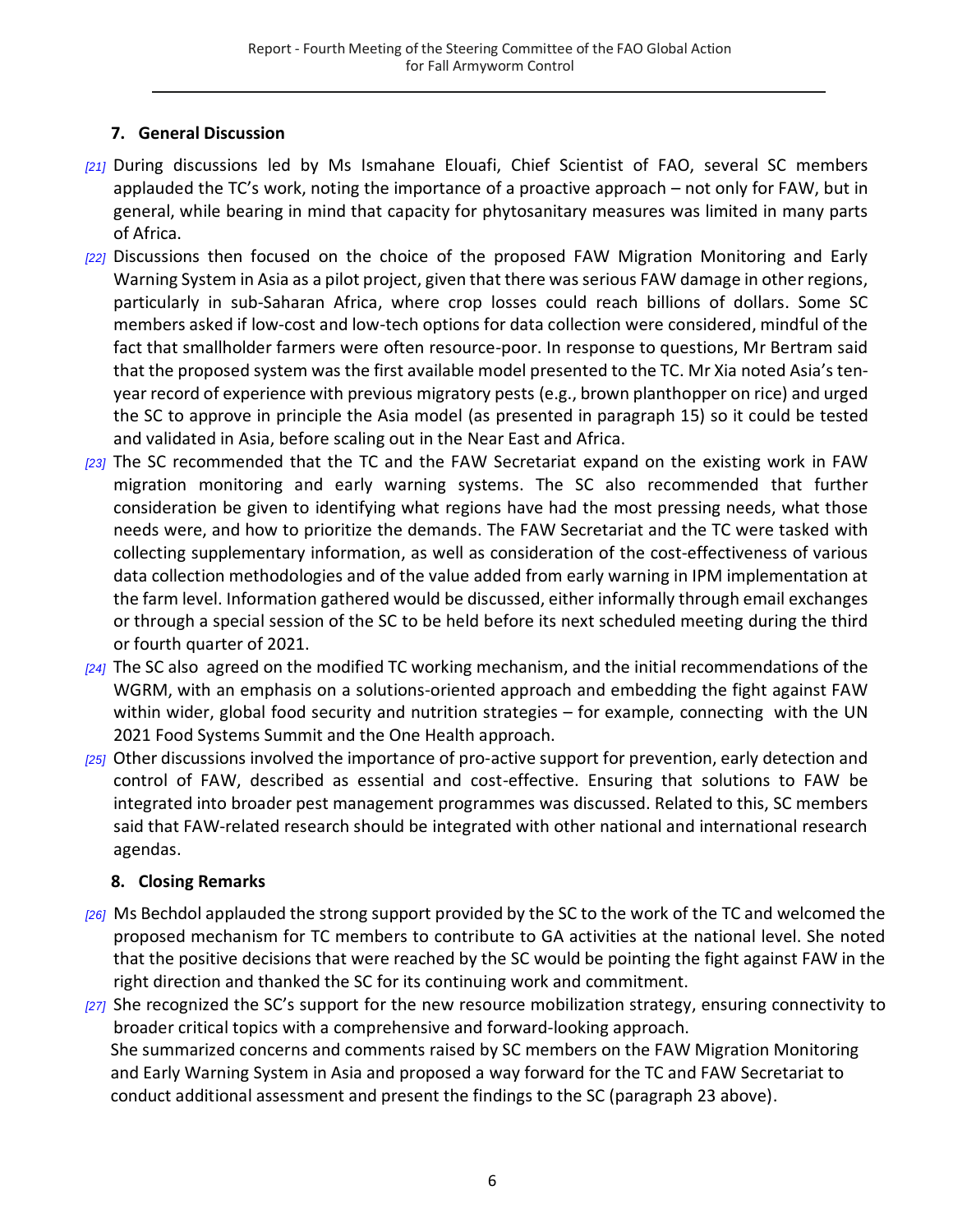## 7. General Discussion

[21] During discussions led by Ms Ismahane Elouafi, Chief Scientist of FAO, several SC members applauded the TC's work, noting the importance of a proactive approach – not only for FAW, but in general, while bearing in mind that capacity for phytosanitary measures was limited in many parts of Africa.

[22] Discussions then focused on the choice of the proposed FAW Migration Monitoring and Early Warning System in Asia as a pilot project, given that there was serious FAW damage in other regions, particularly in sub-Saharan Africa, where crop losses could reach billions of dollars. Some SC members asked if low-cost and low-tech options for data collection were considered, mindful of the fact that smallholder farmers were often resource-poor. In response to questions, Mr Bertram said that the proposed system was the first available model presented to the TC. Mr Xia noted Asia's ten-year record of experience with previous migratory pests (e.g., brown planthopper on rice) and urged the SC to approve in principle the Asia model (as presented in paragraph 15) so it could be tested and validated in Asia, before scaling out in the Near East and Africa.

[23] The SC recommended that the TC and the FAW Secretariat expand on the existing work in FAW migration monitoring and early warning systems. The SC also recommended that further consideration be given to identifying what regions have had the most pressing needs, what those needs were, and how to prioritize the demands. The FAW Secretariat and the TC were tasked with collecting supplementary information, as well as consideration of the cost-effectiveness of various data collection methodologies and of the value added from early warning in IPM implementation at the farm level. Information gathered would be discussed, either informally through email exchanges or through a special session of the SC to be held before its next scheduled meeting during the third or fourth quarter of 2021.

[24] The SC also agreed on the modified TC working mechanism, and the initial recommendations of the WGRM, with an emphasis on a solutions-oriented approach and embedding the fight against FAW within wider, global food security and nutrition strategies – for example, connecting with the UN 2021 Food Systems Summit and the One Health approach.

[25] Other discussions involved the importance of pro-active support for prevention, early detection and control of FAW, described as essential and cost-effective. Ensuring that solutions to FAW be integrated into broader pest management programmes was discussed. Related to this, SC members said that FAW-related research should be integrated with other national and international research agendas.

## 8. Closing Remarks

[26] Ms Bechdol applauded the strong support provided by the SC to the work of the TC and welcomed the proposed mechanism for TC members to contribute to GA activities at the national level. She noted that the positive decisions that were reached by the SC would be pointing the fight against FAW in the right direction and thanked the SC for its continuing work and commitment.

[27] She recognized the SC's support for the new resource mobilization strategy, ensuring connectivity to broader critical topics with a comprehensive and forward-looking approach.

She summarized concerns and comments raised by SC members on the FAW Migration Monitoring and Early Warning System in Asia and proposed a way forward for the TC and FAW Secretariat to conduct additional assessment and present the findings to the SC (paragraph 23 above).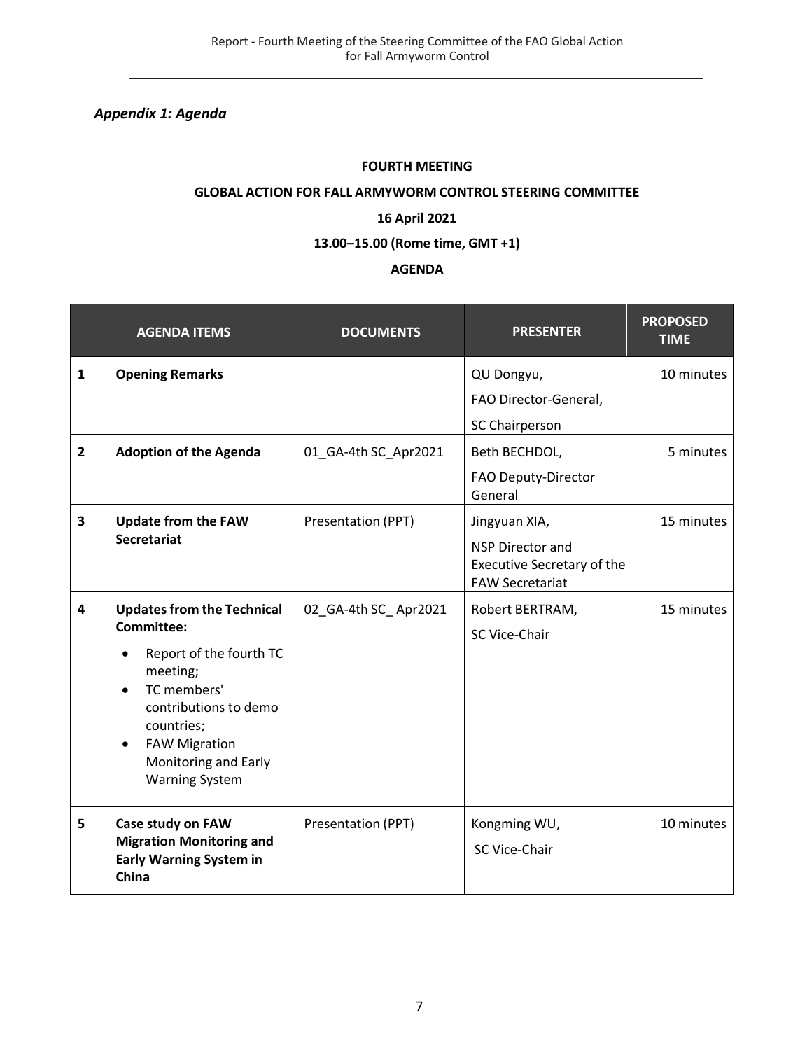*Appendix 1: Agenda*

**FOURTH MEETING**

**GLOBAL ACTION FOR FALL ARMYWORM CONTROL STEERING COMMITTEE**

**16 April 2021**

**13.00–15.00 (Rome time, GMT +1)**

**AGENDA**

| | AGENDA ITEMS | DOCUMENTS | PRESENTER | PROPOSED TIME |
|---|---|---|---|---|
| 1 | **Opening Remarks** | | QU Dongyu, FAO Director-General, SC Chairperson | 10 minutes |
| 2 | **Adoption of the Agenda** | 01_GA-4th SC_Apr2021 | Beth BECHDOL, FAO Deputy-Director General | 5 minutes |
| 3 | **Update from the FAW Secretariat** | Presentation (PPT) | Jingyuan XIA, NSP Director and Executive Secretary of the FAW Secretariat | 15 minutes |
| 4 | **Updates from the Technical Committee:** <br>• Report of the fourth TC meeting; <br>• TC members' contributions to demo countries; <br>• FAW Migration Monitoring and Early Warning System | 02_GA-4th SC_ Apr2021 | Robert BERTRAM, SC Vice-Chair | 15 minutes |
| 5 | **Case study on FAW Migration Monitoring and Early Warning System in China** | Presentation (PPT) | Kongming WU, SC Vice-Chair | 10 minutes |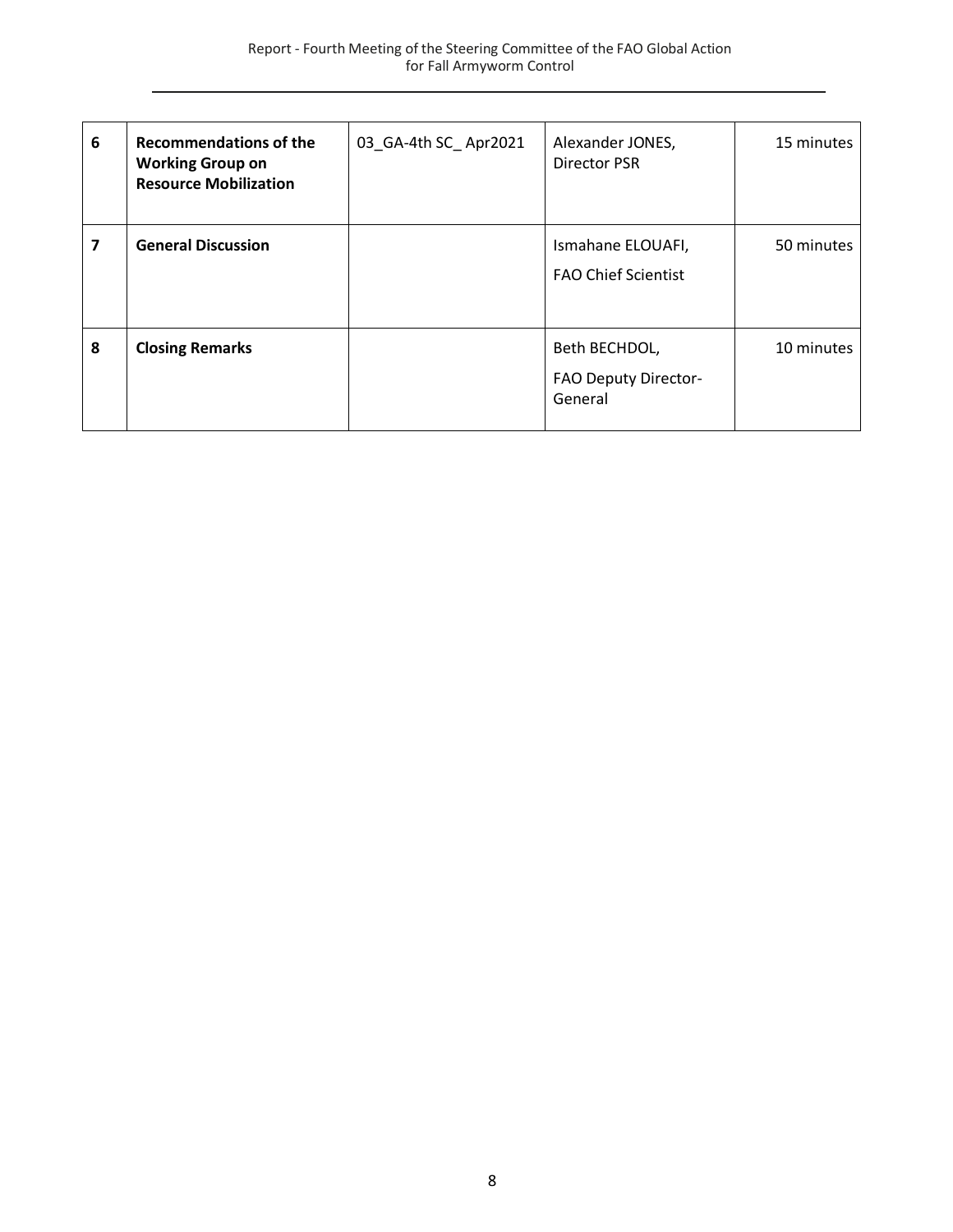| 6 | **Recommendations of the Working Group on Resource Mobilization** | 03_GA-4th SC_ Apr2021 | Alexander JONES, Director PSR | 15 minutes |
|---|---|---|---|---|
| **7** | **General Discussion** | | Ismahane ELOUAFI, FAO Chief Scientist | 50 minutes |
| **8** | **Closing Remarks** | | Beth BECHDOL, FAO Deputy Director-General | 10 minutes |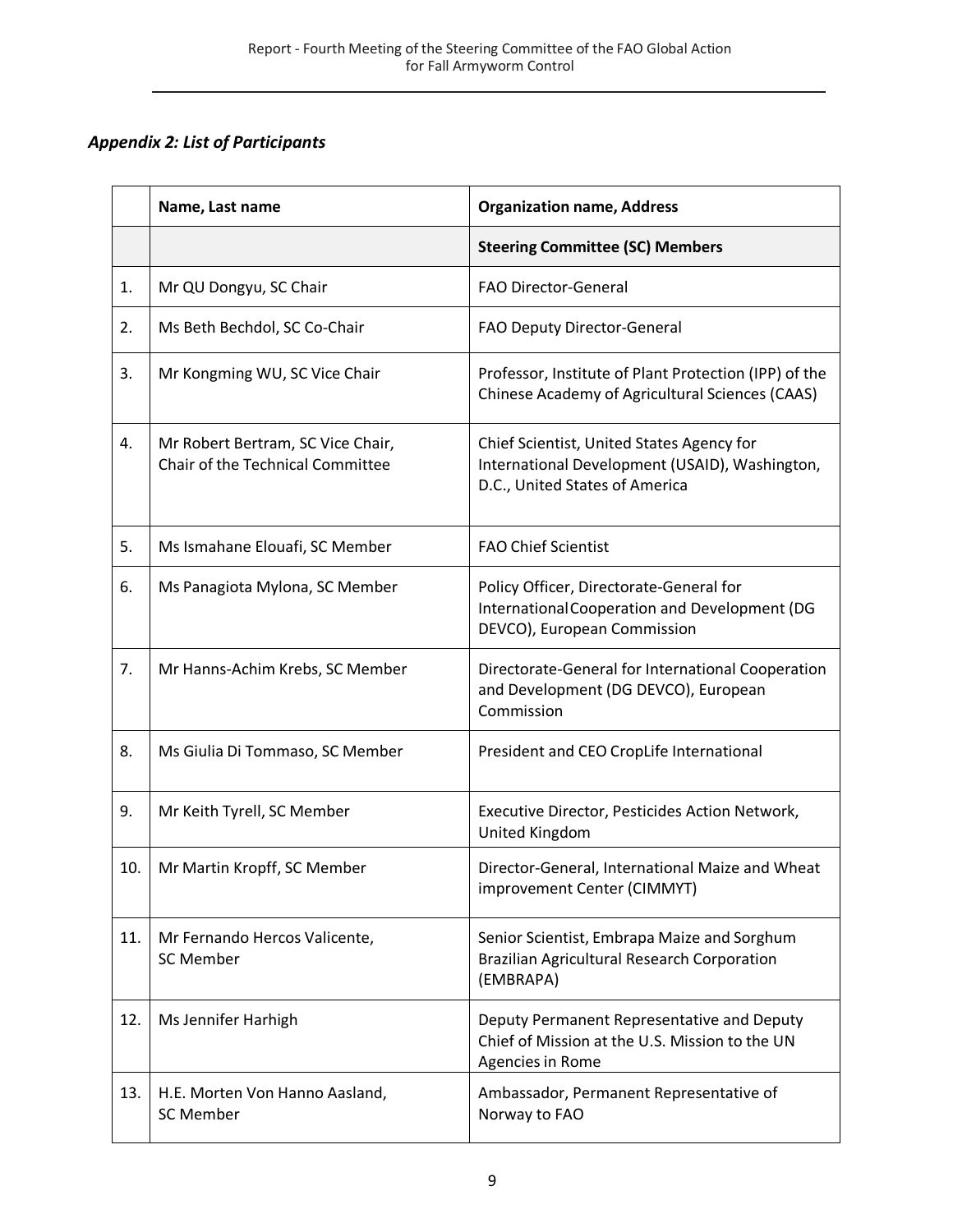### *Appendix 2: List of Participants*

| | Name, Last name | Organization name, Address |
|---|---|---|
| | | **Steering Committee (SC) Members** |
| 1. | Mr QU Dongyu, SC Chair | FAO Director-General |
| 2. | Ms Beth Bechdol, SC Co-Chair | FAO Deputy Director-General |
| 3. | Mr Kongming WU, SC Vice Chair | Professor, Institute of Plant Protection (IPP) of the Chinese Academy of Agricultural Sciences (CAAS) |
| 4. | Mr Robert Bertram, SC Vice Chair, Chair of the Technical Committee | Chief Scientist, United States Agency for International Development (USAID), Washington, D.C., United States of America |
| 5. | Ms Ismahane Elouafi, SC Member | FAO Chief Scientist |
| 6. | Ms Panagiota Mylona, SC Member | Policy Officer, Directorate-General for International Cooperation and Development (DG DEVCO), European Commission |
| 7. | Mr Hanns-Achim Krebs, SC Member | Directorate-General for International Cooperation and Development (DG DEVCO), European Commission |
| 8. | Ms Giulia Di Tommaso, SC Member | President and CEO CropLife International |
| 9. | Mr Keith Tyrell, SC Member | Executive Director, Pesticides Action Network, United Kingdom |
| 10. | Mr Martin Kropff, SC Member | Director-General, International Maize and Wheat improvement Center (CIMMYT) |
| 11. | Mr Fernando Hercos Valicente, SC Member | Senior Scientist, Embrapa Maize and Sorghum Brazilian Agricultural Research Corporation (EMBRAPA) |
| 12. | Ms Jennifer Harhigh | Deputy Permanent Representative and Deputy Chief of Mission at the U.S. Mission to the UN Agencies in Rome |
| 13. | H.E. Morten Von Hanno Aasland, SC Member | Ambassador, Permanent Representative of Norway to FAO |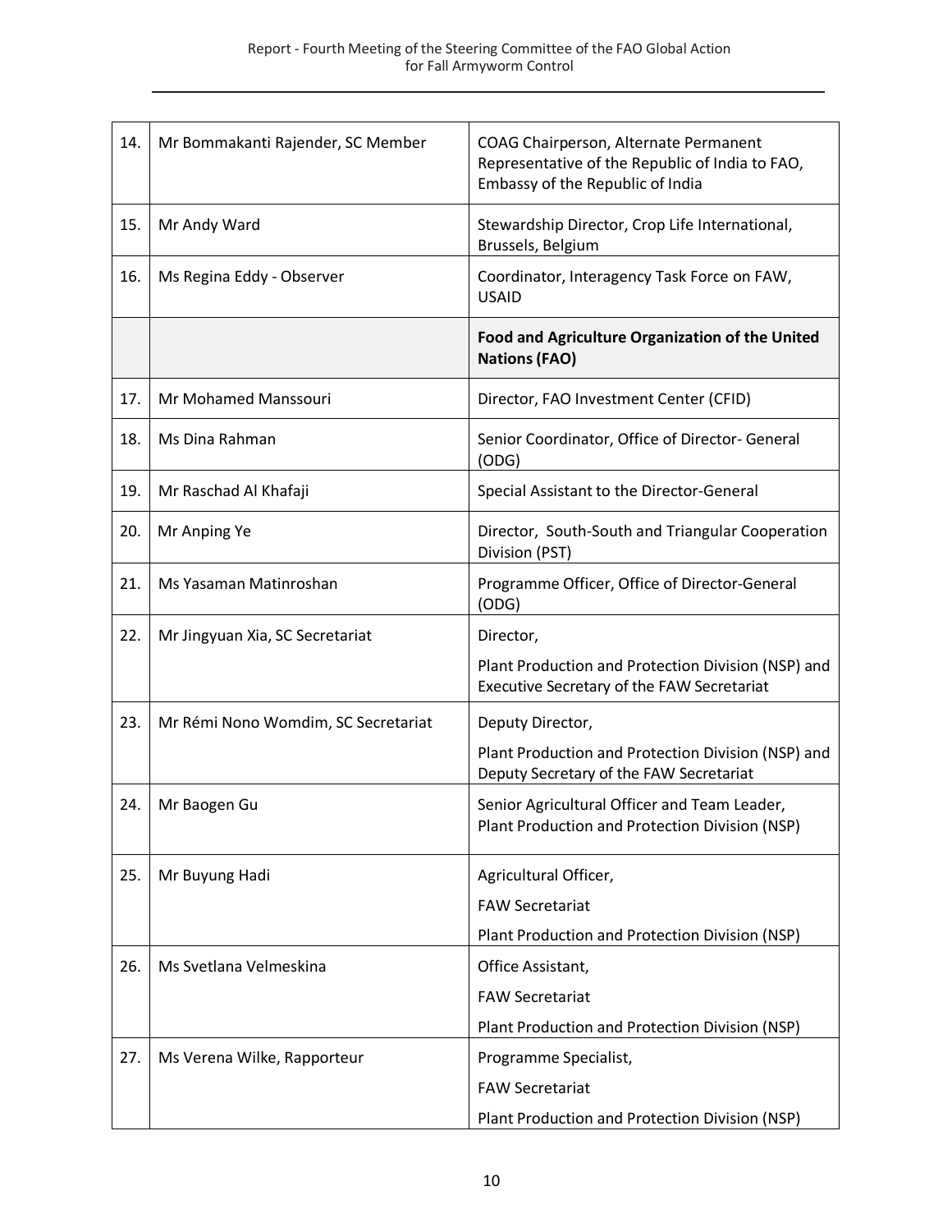| | | |
|---|---|---|
| 14. | Mr Bommakanti Rajender, SC Member | COAG Chairperson, Alternate Permanent Representative of the Republic of India to FAO, Embassy of the Republic of India |
| 15. | Mr Andy Ward | Stewardship Director, Crop Life International, Brussels, Belgium |
| 16. | Ms Regina Eddy - Observer | Coordinator, Interagency Task Force on FAW, USAID |
| | | **Food and Agriculture Organization of the United Nations (FAO)** |
| 17. | Mr Mohamed Manssouri | Director, FAO Investment Center (CFID) |
| 18. | Ms Dina Rahman | Senior Coordinator, Office of Director- General (ODG) |
| 19. | Mr Raschad Al Khafaji | Special Assistant to the Director-General |
| 20. | Mr Anping Ye | Director, South-South and Triangular Cooperation Division (PST) |
| 21. | Ms Yasaman Matinroshan | Programme Officer, Office of Director-General (ODG) |
| 22. | Mr Jingyuan Xia, SC Secretariat | Director,<br>Plant Production and Protection Division (NSP) and Executive Secretary of the FAW Secretariat |
| 23. | Mr Rémi Nono Womdim, SC Secretariat | Deputy Director,<br>Plant Production and Protection Division (NSP) and Deputy Secretary of the FAW Secretariat |
| 24. | Mr Baogen Gu | Senior Agricultural Officer and Team Leader, Plant Production and Protection Division (NSP) |
| 25. | Mr Buyung Hadi | Agricultural Officer,<br>FAW Secretariat<br>Plant Production and Protection Division (NSP) |
| 26. | Ms Svetlana Velmeskina | Office Assistant,<br>FAW Secretariat<br>Plant Production and Protection Division (NSP) |
| 27. | Ms Verena Wilke, Rapporteur | Programme Specialist,<br>FAW Secretariat<br>Plant Production and Protection Division (NSP) |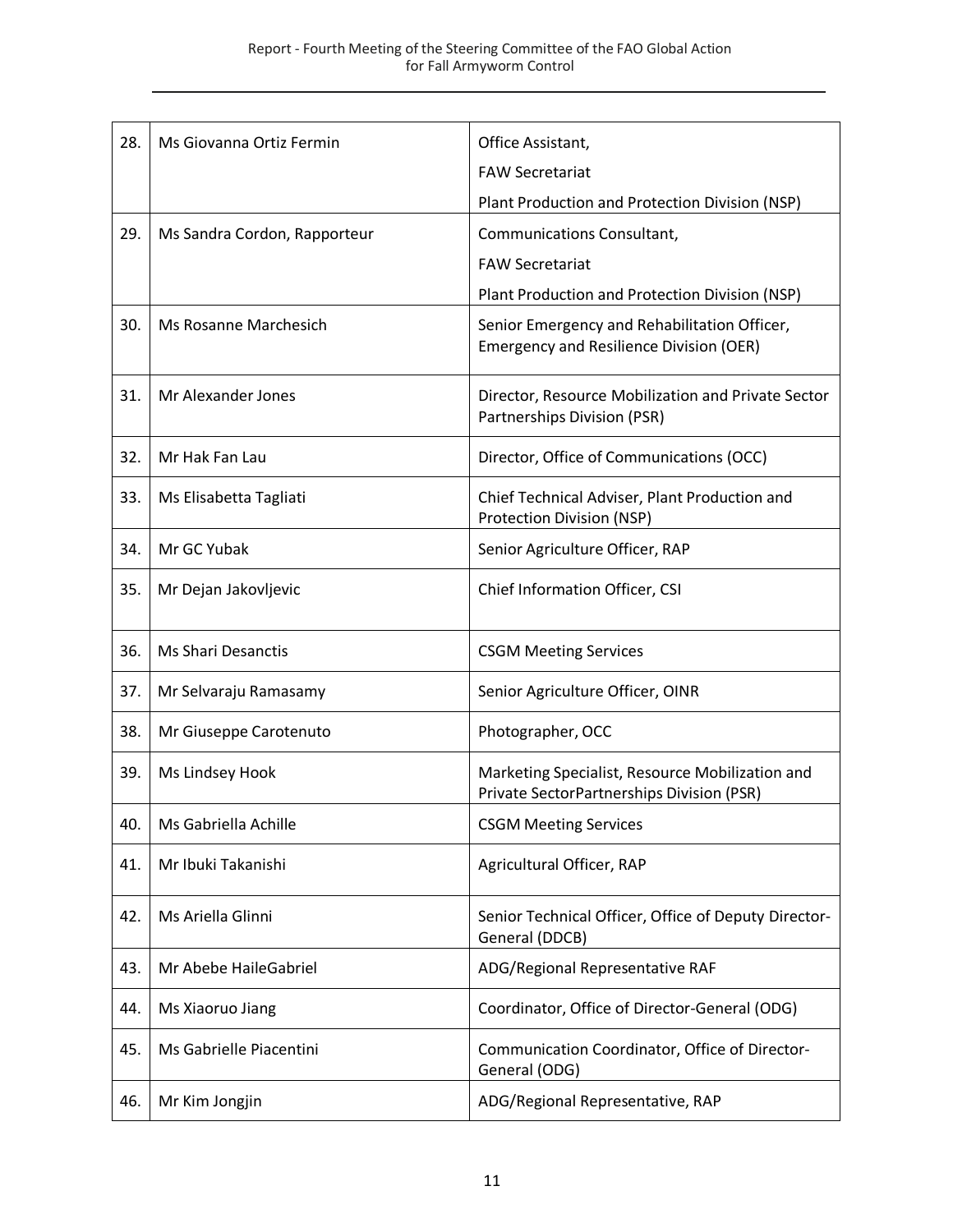| | | |
|---|---|---|
| 28. | Ms Giovanna Ortiz Fermin | Office Assistant,<br>FAW Secretariat<br>Plant Production and Protection Division (NSP) |
| 29. | Ms Sandra Cordon, Rapporteur | Communications Consultant,<br>FAW Secretariat<br>Plant Production and Protection Division (NSP) |
| 30. | Ms Rosanne Marchesich | Senior Emergency and Rehabilitation Officer, Emergency and Resilience Division (OER) |
| 31. | Mr Alexander Jones | Director, Resource Mobilization and Private Sector Partnerships Division (PSR) |
| 32. | Mr Hak Fan Lau | Director, Office of Communications (OCC) |
| 33. | Ms Elisabetta Tagliati | Chief Technical Adviser, Plant Production and Protection Division (NSP) |
| 34. | Mr GC Yubak | Senior Agriculture Officer, RAP |
| 35. | Mr Dejan Jakovljevic | Chief Information Officer, CSI |
| 36. | Ms Shari Desanctis | CSGM Meeting Services |
| 37. | Mr Selvaraju Ramasamy | Senior Agriculture Officer, OINR |
| 38. | Mr Giuseppe Carotenuto | Photographer, OCC |
| 39. | Ms Lindsey Hook | Marketing Specialist, Resource Mobilization and Private SectorPartnerships Division (PSR) |
| 40. | Ms Gabriella Achille | CSGM Meeting Services |
| 41. | Mr Ibuki Takanishi | Agricultural Officer, RAP |
| 42. | Ms Ariella Glinni | Senior Technical Officer, Office of Deputy Director-General (DDCB) |
| 43. | Mr Abebe HaileGabriel | ADG/Regional Representative RAF |
| 44. | Ms Xiaoruo Jiang | Coordinator, Office of Director-General (ODG) |
| 45. | Ms Gabrielle Piacentini | Communication Coordinator, Office of Director-General (ODG) |
| 46. | Mr Kim Jongjin | ADG/Regional Representative, RAP |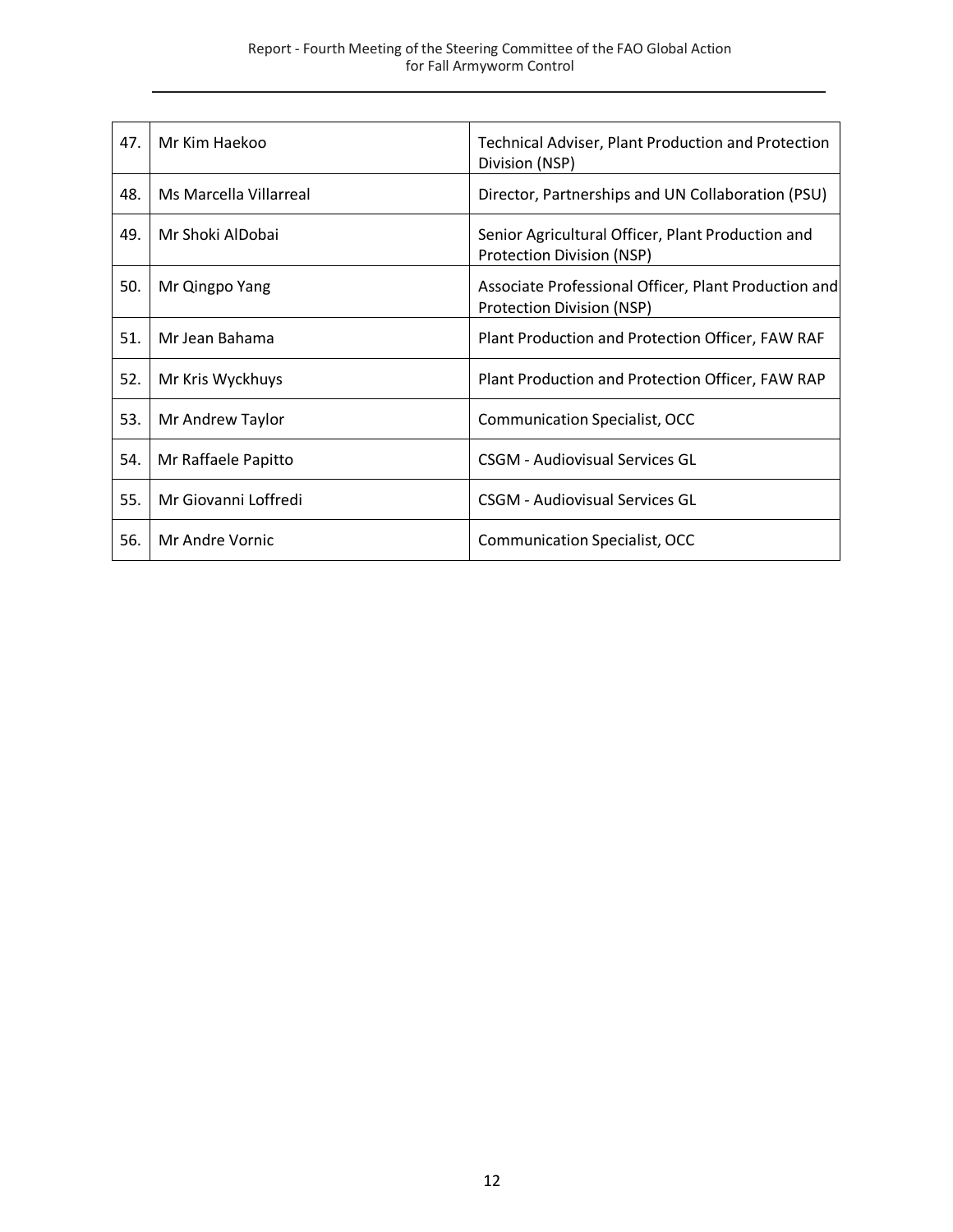| | | |
|---|---|---|
| 47. | Mr Kim Haekoo | Technical Adviser, Plant Production and Protection Division (NSP) |
| 48. | Ms Marcella Villarreal | Director, Partnerships and UN Collaboration (PSU) |
| 49. | Mr Shoki AlDobai | Senior Agricultural Officer, Plant Production and Protection Division (NSP) |
| 50. | Mr Qingpo Yang | Associate Professional Officer, Plant Production and Protection Division (NSP) |
| 51. | Mr Jean Bahama | Plant Production and Protection Officer, FAW RAF |
| 52. | Mr Kris Wyckhuys | Plant Production and Protection Officer, FAW RAP |
| 53. | Mr Andrew Taylor | Communication Specialist, OCC |
| 54. | Mr Raffaele Papitto | CSGM - Audiovisual Services GL |
| 55. | Mr Giovanni Loffredi | CSGM - Audiovisual Services GL |
| 56. | Mr Andre Vornic | Communication Specialist, OCC |